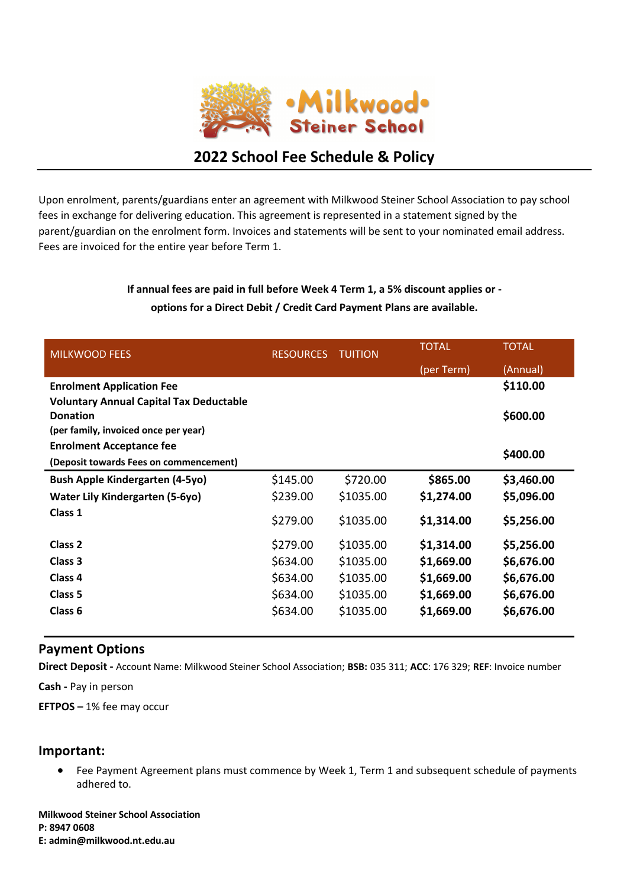# Milkwood Steiner School

## 2022 School Fee Schedule & Policy

Upon enrolment, parents/guardians enter an agreement with Milkwood Steiner School Association to pay school fees in exchange for delivering education. This agreement is represented in a statement signed by the parent/guardian on the enrolment form. Invoices and statements will be sent to your nominated email address. Fees are invoiced for the entire year before Term 1.

**If annual fees are paid in full before Week 4 Term 1, a 5% discount applies or - options for a Direct Debit / Credit Card Payment Plans are available.**

| MILKWOOD FEES | RESOURCES | TUITION | TOTAL (per Term) | TOTAL (Annual) |
|---|---|---|---|---|
| **Enrolment Application Fee** | | | | **$110.00** |
| **Voluntary Annual Capital Tax Deductable Donation** **(per family, invoiced once per year)** | | | | **$600.00** |
| **Enrolment Acceptance fee** **(Deposit towards Fees on commencement)** | | | | **$400.00** |
| **Bush Apple Kindergarten (4-5yo)** | $145.00 | $720.00 | **$865.00** | **$3,460.00** |
| **Water Lily Kindergarten (5-6yo)** | $239.00 | $1035.00 | **$1,274.00** | **$5,096.00** |
| **Class 1** | $279.00 | $1035.00 | **$1,314.00** | **$5,256.00** |
| **Class 2** | $279.00 | $1035.00 | **$1,314.00** | **$5,256.00** |
| **Class 3** | $634.00 | $1035.00 | **$1,669.00** | **$6,676.00** |
| **Class 4** | $634.00 | $1035.00 | **$1,669.00** | **$6,676.00** |
| **Class 5** | $634.00 | $1035.00 | **$1,669.00** | **$6,676.00** |
| **Class 6** | $634.00 | $1035.00 | **$1,669.00** | **$6,676.00** |

## Payment Options

**Direct Deposit -** Account Name: Milkwood Steiner School Association; **BSB:** 035 311; **ACC**: 176 329; **REF**: Invoice number

**Cash -** Pay in person

**EFTPOS –** 1% fee may occur

## Important:

- Fee Payment Agreement plans must commence by Week 1, Term 1 and subsequent schedule of payments adhered to.

**Milkwood Steiner School Association**
**P: 8947 0608**
**E: admin@milkwood.nt.edu.au**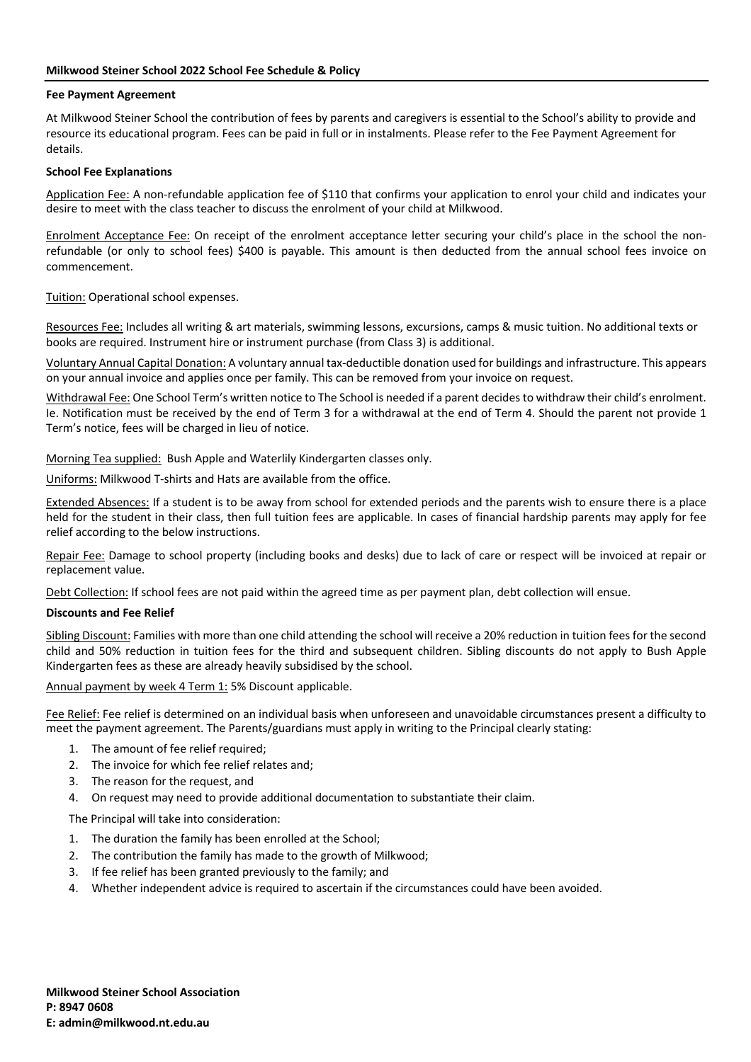**Milkwood Steiner School 2022 School Fee Schedule & Policy**

**Fee Payment Agreement**

At Milkwood Steiner School the contribution of fees by parents and caregivers is essential to the School's ability to provide and resource its educational program. Fees can be paid in full or in instalments. Please refer to the Fee Payment Agreement for details.

**School Fee Explanations**

Application Fee: A non-refundable application fee of $110 that confirms your application to enrol your child and indicates your desire to meet with the class teacher to discuss the enrolment of your child at Milkwood.

Enrolment Acceptance Fee: On receipt of the enrolment acceptance letter securing your child's place in the school the non-refundable (or only to school fees) $400 is payable. This amount is then deducted from the annual school fees invoice on commencement.

Tuition: Operational school expenses.

Resources Fee: Includes all writing & art materials, swimming lessons, excursions, camps & music tuition. No additional texts or books are required. Instrument hire or instrument purchase (from Class 3) is additional.

Voluntary Annual Capital Donation: A voluntary annual tax-deductible donation used for buildings and infrastructure. This appears on your annual invoice and applies once per family. This can be removed from your invoice on request.

Withdrawal Fee: One School Term's written notice to The School is needed if a parent decides to withdraw their child's enrolment. Ie. Notification must be received by the end of Term 3 for a withdrawal at the end of Term 4. Should the parent not provide 1 Term's notice, fees will be charged in lieu of notice.

Morning Tea supplied: Bush Apple and Waterlily Kindergarten classes only.

Uniforms: Milkwood T-shirts and Hats are available from the office.

Extended Absences: If a student is to be away from school for extended periods and the parents wish to ensure there is a place held for the student in their class, then full tuition fees are applicable. In cases of financial hardship parents may apply for fee relief according to the below instructions.

Repair Fee: Damage to school property (including books and desks) due to lack of care or respect will be invoiced at repair or replacement value.

Debt Collection: If school fees are not paid within the agreed time as per payment plan, debt collection will ensue.

**Discounts and Fee Relief**

Sibling Discount: Families with more than one child attending the school will receive a 20% reduction in tuition fees for the second child and 50% reduction in tuition fees for the third and subsequent children. Sibling discounts do not apply to Bush Apple Kindergarten fees as these are already heavily subsidised by the school.

Annual payment by week 4 Term 1: 5% Discount applicable.

Fee Relief: Fee relief is determined on an individual basis when unforeseen and unavoidable circumstances present a difficulty to meet the payment agreement. The Parents/guardians must apply in writing to the Principal clearly stating:

1. The amount of fee relief required;
2. The invoice for which fee relief relates and;
3. The reason for the request, and
4. On request may need to provide additional documentation to substantiate their claim.

The Principal will take into consideration:

1. The duration the family has been enrolled at the School;
2. The contribution the family has made to the growth of Milkwood;
3. If fee relief has been granted previously to the family; and
4. Whether independent advice is required to ascertain if the circumstances could have been avoided.

**Milkwood Steiner School Association**
**P: 8947 0608**
**E: admin@milkwood.nt.edu.au**